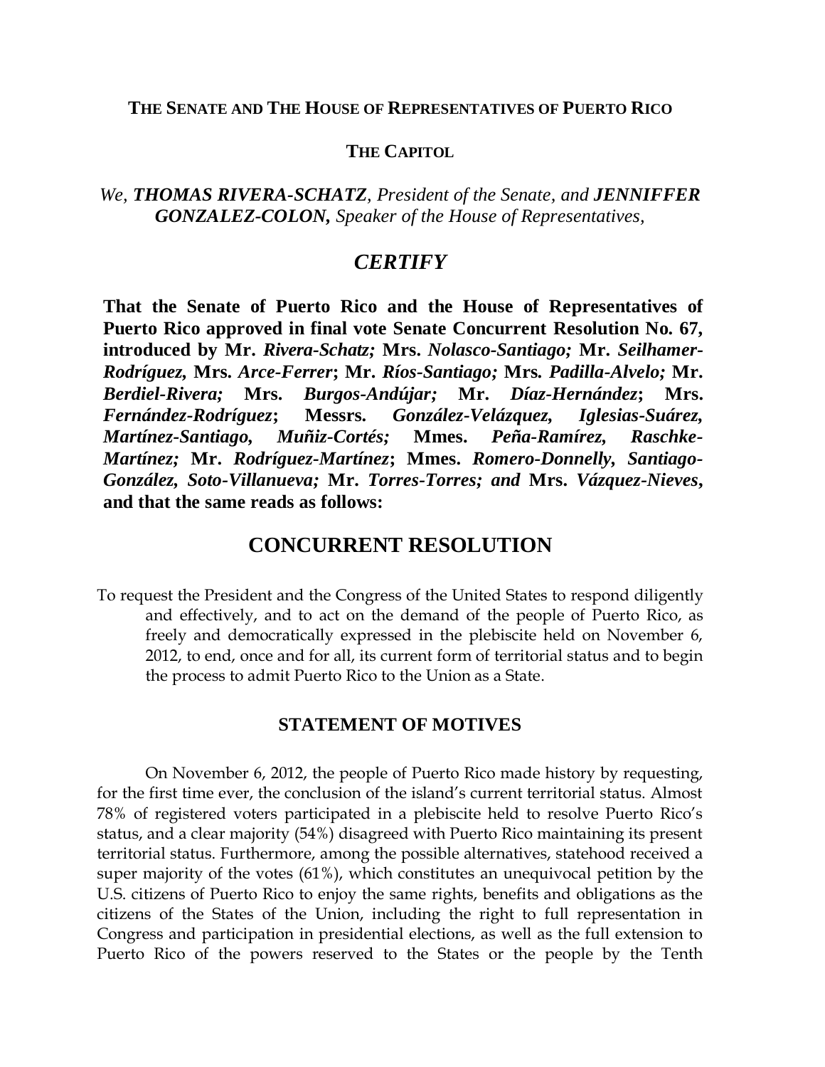**THE SENATE AND THE HOUSE OF REPRESENTATIVES OF PUERTO RICO**

**THE CAPITOL**

*We, **THOMAS RIVERA-SCHATZ**, President of the Senate, and **JENNIFFER GONZALEZ-COLON**, Speaker of the House of Representatives,*

## *CERTIFY*

**That the Senate of Puerto Rico and the House of Representatives of Puerto Rico approved in final vote Senate Concurrent Resolution No. 67, introduced by Mr. *Rivera-Schatz;* Mrs. *Nolasco-Santiago;* Mr. *Seilhamer-Rodríguez,* Mrs. *Arce-Ferrer*; Mr. *Ríos-Santiago;* Mrs. *Padilla-Alvelo;* Mr. *Berdiel-Rivera;* Mrs. *Burgos-Andújar;* Mr. *Díaz-Hernández*; Mrs. *Fernández-Rodríguez*; Messrs. *González-Velázquez, Iglesias-Suárez, Martínez-Santiago, Muñiz-Cortés;* Mmes. *Peña-Ramírez, Raschke-Martínez;* Mr. *Rodríguez-Martínez*; Mmes. *Romero-Donnelly, Santiago-González, Soto-Villanueva;* Mr. *Torres-Torres; and* Mrs. *Vázquez-Nieves*, and that the same reads as follows:**

# CONCURRENT RESOLUTION

To request the President and the Congress of the United States to respond diligently and effectively, and to act on the demand of the people of Puerto Rico, as freely and democratically expressed in the plebiscite held on November 6, 2012, to end, once and for all, its current form of territorial status and to begin the process to admit Puerto Rico to the Union as a State.

### STATEMENT OF MOTIVES

On November 6, 2012, the people of Puerto Rico made history by requesting, for the first time ever, the conclusion of the island's current territorial status. Almost 78% of registered voters participated in a plebiscite held to resolve Puerto Rico's status, and a clear majority (54%) disagreed with Puerto Rico maintaining its present territorial status. Furthermore, among the possible alternatives, statehood received a super majority of the votes (61%), which constitutes an unequivocal petition by the U.S. citizens of Puerto Rico to enjoy the same rights, benefits and obligations as the citizens of the States of the Union, including the right to full representation in Congress and participation in presidential elections, as well as the full extension to Puerto Rico of the powers reserved to the States or the people by the Tenth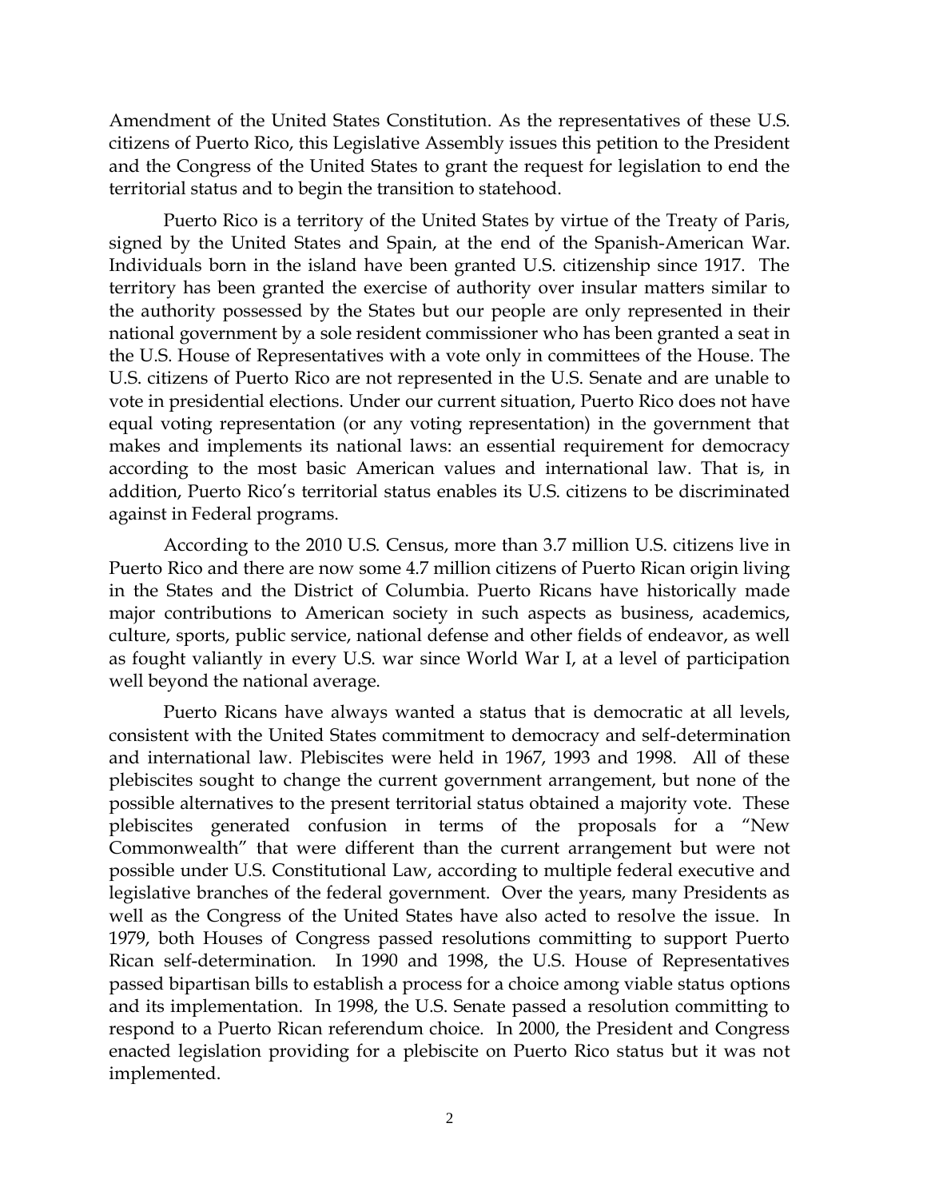Amendment of the United States Constitution. As the representatives of these U.S. citizens of Puerto Rico, this Legislative Assembly issues this petition to the President and the Congress of the United States to grant the request for legislation to end the territorial status and to begin the transition to statehood.

Puerto Rico is a territory of the United States by virtue of the Treaty of Paris, signed by the United States and Spain, at the end of the Spanish-American War. Individuals born in the island have been granted U.S. citizenship since 1917. The territory has been granted the exercise of authority over insular matters similar to the authority possessed by the States but our people are only represented in their national government by a sole resident commissioner who has been granted a seat in the U.S. House of Representatives with a vote only in committees of the House. The U.S. citizens of Puerto Rico are not represented in the U.S. Senate and are unable to vote in presidential elections. Under our current situation, Puerto Rico does not have equal voting representation (or any voting representation) in the government that makes and implements its national laws: an essential requirement for democracy according to the most basic American values and international law. That is, in addition, Puerto Rico's territorial status enables its U.S. citizens to be discriminated against in Federal programs.

According to the 2010 U.S. Census, more than 3.7 million U.S. citizens live in Puerto Rico and there are now some 4.7 million citizens of Puerto Rican origin living in the States and the District of Columbia. Puerto Ricans have historically made major contributions to American society in such aspects as business, academics, culture, sports, public service, national defense and other fields of endeavor, as well as fought valiantly in every U.S. war since World War I, at a level of participation well beyond the national average.

Puerto Ricans have always wanted a status that is democratic at all levels, consistent with the United States commitment to democracy and self-determination and international law. Plebiscites were held in 1967, 1993 and 1998. All of these plebiscites sought to change the current government arrangement, but none of the possible alternatives to the present territorial status obtained a majority vote. These plebiscites generated confusion in terms of the proposals for a "New Commonwealth" that were different than the current arrangement but were not possible under U.S. Constitutional Law, according to multiple federal executive and legislative branches of the federal government. Over the years, many Presidents as well as the Congress of the United States have also acted to resolve the issue. In 1979, both Houses of Congress passed resolutions committing to support Puerto Rican self-determination. In 1990 and 1998, the U.S. House of Representatives passed bipartisan bills to establish a process for a choice among viable status options and its implementation. In 1998, the U.S. Senate passed a resolution committing to respond to a Puerto Rican referendum choice. In 2000, the President and Congress enacted legislation providing for a plebiscite on Puerto Rico status but it was not implemented.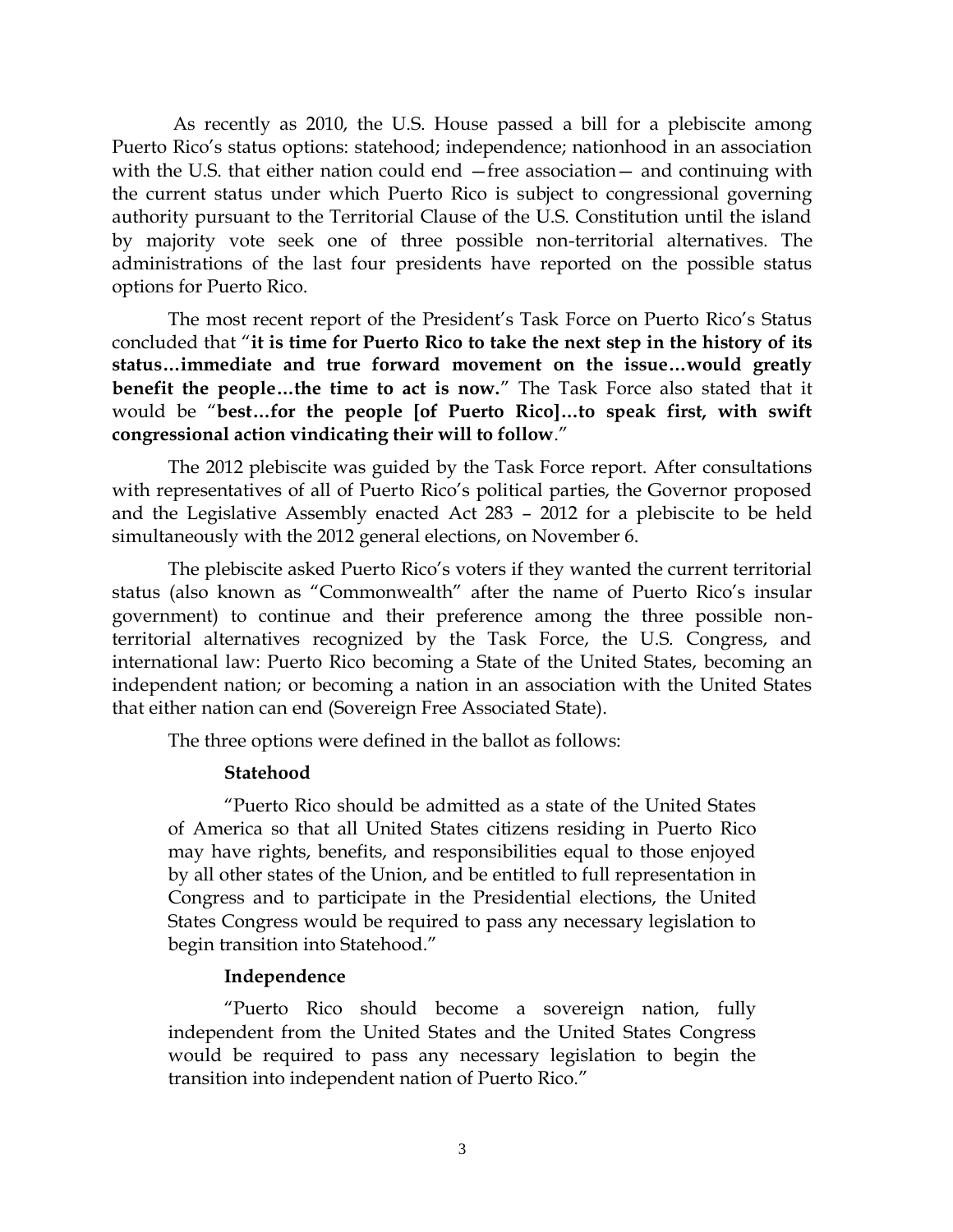As recently as 2010, the U.S. House passed a bill for a plebiscite among Puerto Rico's status options: statehood; independence; nationhood in an association with the U.S. that either nation could end —free association— and continuing with the current status under which Puerto Rico is subject to congressional governing authority pursuant to the Territorial Clause of the U.S. Constitution until the island by majority vote seek one of three possible non-territorial alternatives. The administrations of the last four presidents have reported on the possible status options for Puerto Rico.

The most recent report of the President's Task Force on Puerto Rico's Status concluded that "**it is time for Puerto Rico to take the next step in the history of its status…immediate and true forward movement on the issue…would greatly benefit the people…the time to act is now.**" The Task Force also stated that it would be "**best…for the people [of Puerto Rico]…to speak first, with swift congressional action vindicating their will to follow**."

The 2012 plebiscite was guided by the Task Force report. After consultations with representatives of all of Puerto Rico's political parties, the Governor proposed and the Legislative Assembly enacted Act 283 – 2012 for a plebiscite to be held simultaneously with the 2012 general elections, on November 6.

The plebiscite asked Puerto Rico's voters if they wanted the current territorial status (also known as "Commonwealth" after the name of Puerto Rico's insular government) to continue and their preference among the three possible non-territorial alternatives recognized by the Task Force, the U.S. Congress, and international law: Puerto Rico becoming a State of the United States, becoming an independent nation; or becoming a nation in an association with the United States that either nation can end (Sovereign Free Associated State).

The three options were defined in the ballot as follows:

**Statehood**

"Puerto Rico should be admitted as a state of the United States of America so that all United States citizens residing in Puerto Rico may have rights, benefits, and responsibilities equal to those enjoyed by all other states of the Union, and be entitled to full representation in Congress and to participate in the Presidential elections, the United States Congress would be required to pass any necessary legislation to begin transition into Statehood."

**Independence**

"Puerto Rico should become a sovereign nation, fully independent from the United States and the United States Congress would be required to pass any necessary legislation to begin the transition into independent nation of Puerto Rico."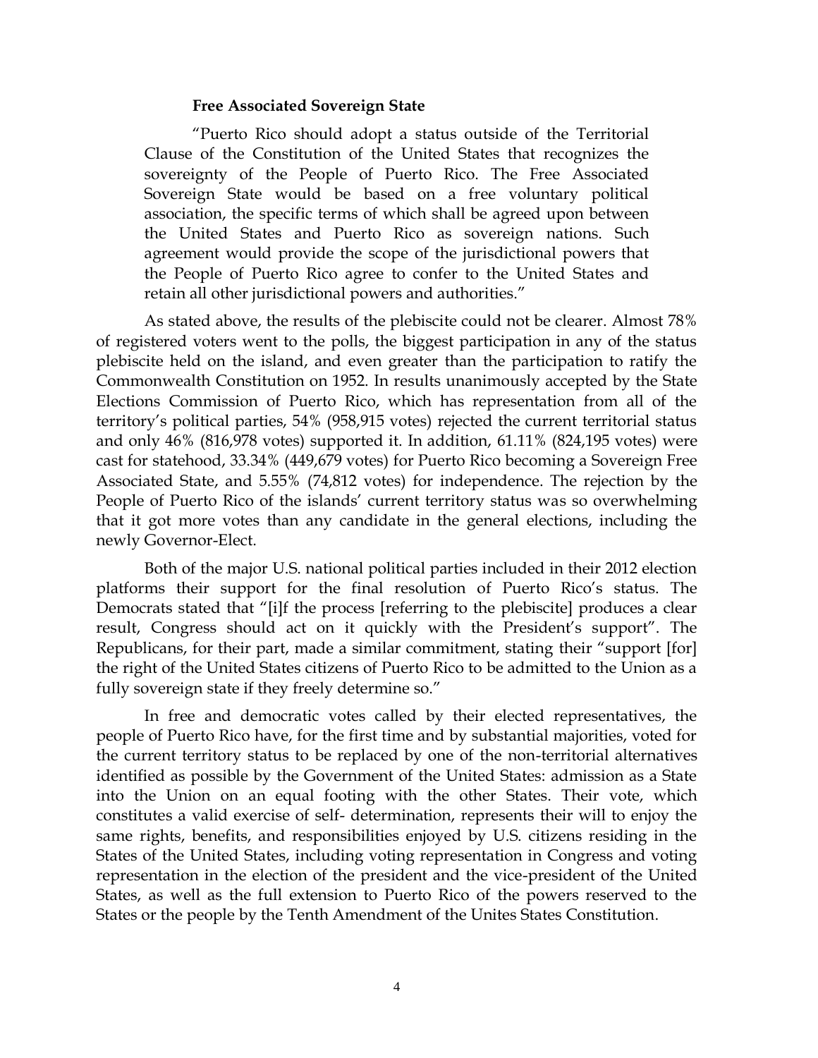**Free Associated Sovereign State**

> "Puerto Rico should adopt a status outside of the Territorial Clause of the Constitution of the United States that recognizes the sovereignty of the People of Puerto Rico. The Free Associated Sovereign State would be based on a free voluntary political association, the specific terms of which shall be agreed upon between the United States and Puerto Rico as sovereign nations. Such agreement would provide the scope of the jurisdictional powers that the People of Puerto Rico agree to confer to the United States and retain all other jurisdictional powers and authorities."

As stated above, the results of the plebiscite could not be clearer. Almost 78% of registered voters went to the polls, the biggest participation in any of the status plebiscite held on the island, and even greater than the participation to ratify the Commonwealth Constitution on 1952. In results unanimously accepted by the State Elections Commission of Puerto Rico, which has representation from all of the territory's political parties, 54% (958,915 votes) rejected the current territorial status and only 46% (816,978 votes) supported it. In addition, 61.11% (824,195 votes) were cast for statehood, 33.34% (449,679 votes) for Puerto Rico becoming a Sovereign Free Associated State, and 5.55% (74,812 votes) for independence. The rejection by the People of Puerto Rico of the islands' current territory status was so overwhelming that it got more votes than any candidate in the general elections, including the newly Governor-Elect.

Both of the major U.S. national political parties included in their 2012 election platforms their support for the final resolution of Puerto Rico's status. The Democrats stated that "[i]f the process [referring to the plebiscite] produces a clear result, Congress should act on it quickly with the President's support". The Republicans, for their part, made a similar commitment, stating their "support [for] the right of the United States citizens of Puerto Rico to be admitted to the Union as a fully sovereign state if they freely determine so."

In free and democratic votes called by their elected representatives, the people of Puerto Rico have, for the first time and by substantial majorities, voted for the current territory status to be replaced by one of the non-territorial alternatives identified as possible by the Government of the United States: admission as a State into the Union on an equal footing with the other States. Their vote, which constitutes a valid exercise of self- determination, represents their will to enjoy the same rights, benefits, and responsibilities enjoyed by U.S. citizens residing in the States of the United States, including voting representation in Congress and voting representation in the election of the president and the vice-president of the United States, as well as the full extension to Puerto Rico of the powers reserved to the States or the people by the Tenth Amendment of the Unites States Constitution.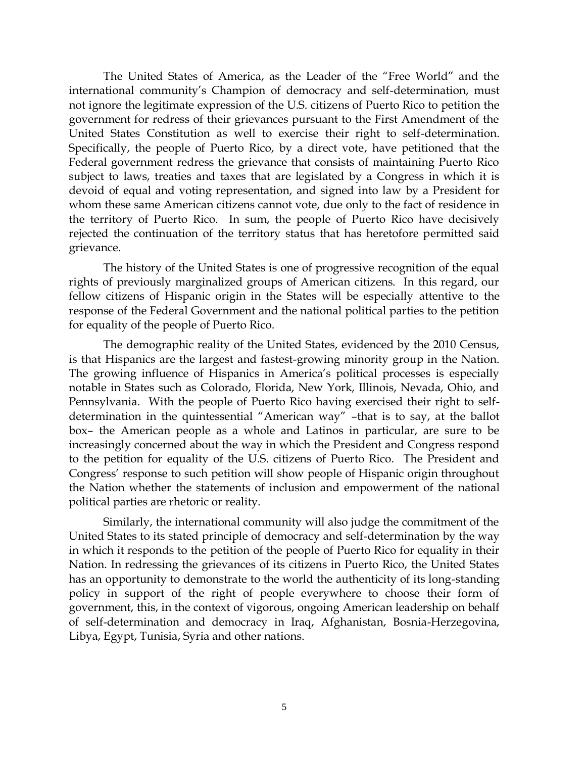The United States of America, as the Leader of the "Free World" and the international community's Champion of democracy and self-determination, must not ignore the legitimate expression of the U.S. citizens of Puerto Rico to petition the government for redress of their grievances pursuant to the First Amendment of the United States Constitution as well to exercise their right to self-determination. Specifically, the people of Puerto Rico, by a direct vote, have petitioned that the Federal government redress the grievance that consists of maintaining Puerto Rico subject to laws, treaties and taxes that are legislated by a Congress in which it is devoid of equal and voting representation, and signed into law by a President for whom these same American citizens cannot vote, due only to the fact of residence in the territory of Puerto Rico. In sum, the people of Puerto Rico have decisively rejected the continuation of the territory status that has heretofore permitted said grievance.

The history of the United States is one of progressive recognition of the equal rights of previously marginalized groups of American citizens. In this regard, our fellow citizens of Hispanic origin in the States will be especially attentive to the response of the Federal Government and the national political parties to the petition for equality of the people of Puerto Rico.

The demographic reality of the United States, evidenced by the 2010 Census, is that Hispanics are the largest and fastest-growing minority group in the Nation. The growing influence of Hispanics in America's political processes is especially notable in States such as Colorado, Florida, New York, Illinois, Nevada, Ohio, and Pennsylvania. With the people of Puerto Rico having exercised their right to self-determination in the quintessential "American way" –that is to say, at the ballot box– the American people as a whole and Latinos in particular, are sure to be increasingly concerned about the way in which the President and Congress respond to the petition for equality of the U.S. citizens of Puerto Rico. The President and Congress' response to such petition will show people of Hispanic origin throughout the Nation whether the statements of inclusion and empowerment of the national political parties are rhetoric or reality.

Similarly, the international community will also judge the commitment of the United States to its stated principle of democracy and self-determination by the way in which it responds to the petition of the people of Puerto Rico for equality in their Nation. In redressing the grievances of its citizens in Puerto Rico, the United States has an opportunity to demonstrate to the world the authenticity of its long-standing policy in support of the right of people everywhere to choose their form of government, this, in the context of vigorous, ongoing American leadership on behalf of self-determination and democracy in Iraq, Afghanistan, Bosnia-Herzegovina, Libya, Egypt, Tunisia, Syria and other nations.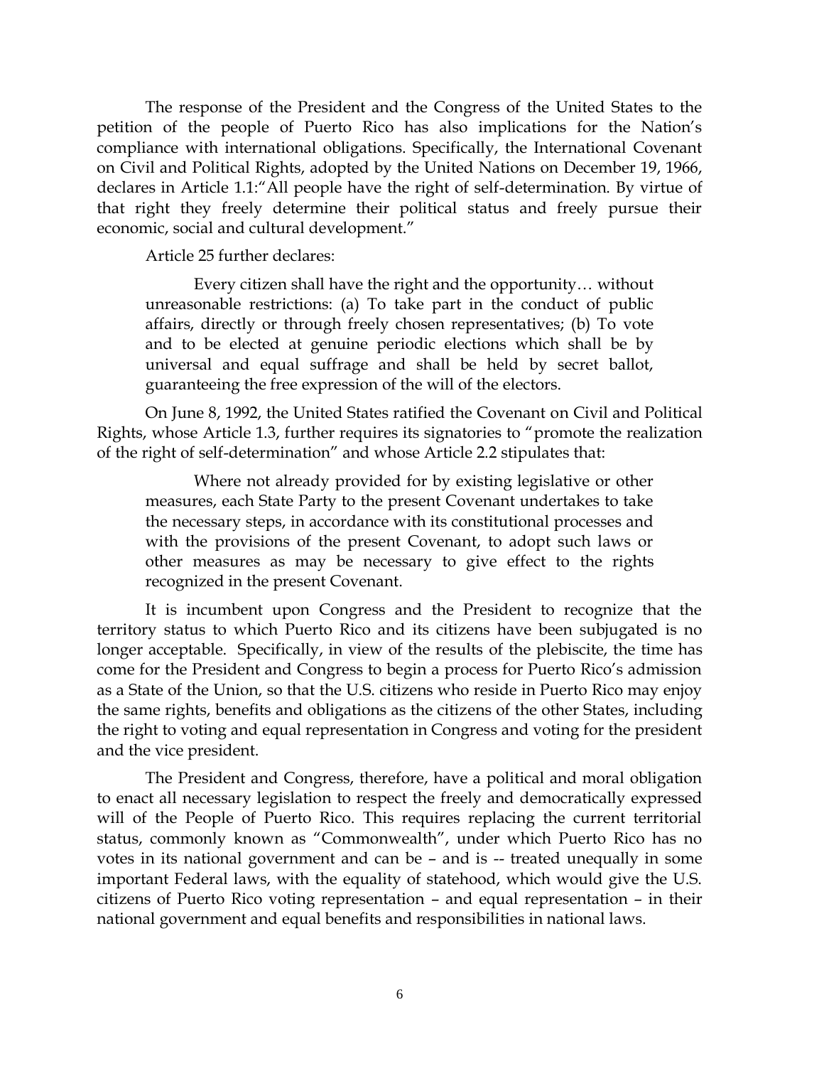The response of the President and the Congress of the United States to the petition of the people of Puerto Rico has also implications for the Nation's compliance with international obligations. Specifically, the International Covenant on Civil and Political Rights, adopted by the United Nations on December 19, 1966, declares in Article 1.1:"All people have the right of self-determination. By virtue of that right they freely determine their political status and freely pursue their economic, social and cultural development."

Article 25 further declares:

> Every citizen shall have the right and the opportunity… without unreasonable restrictions: (a) To take part in the conduct of public affairs, directly or through freely chosen representatives; (b) To vote and to be elected at genuine periodic elections which shall be by universal and equal suffrage and shall be held by secret ballot, guaranteeing the free expression of the will of the electors.

On June 8, 1992, the United States ratified the Covenant on Civil and Political Rights, whose Article 1.3, further requires its signatories to "promote the realization of the right of self-determination" and whose Article 2.2 stipulates that:

> Where not already provided for by existing legislative or other measures, each State Party to the present Covenant undertakes to take the necessary steps, in accordance with its constitutional processes and with the provisions of the present Covenant, to adopt such laws or other measures as may be necessary to give effect to the rights recognized in the present Covenant.

It is incumbent upon Congress and the President to recognize that the territory status to which Puerto Rico and its citizens have been subjugated is no longer acceptable. Specifically, in view of the results of the plebiscite, the time has come for the President and Congress to begin a process for Puerto Rico's admission as a State of the Union, so that the U.S. citizens who reside in Puerto Rico may enjoy the same rights, benefits and obligations as the citizens of the other States, including the right to voting and equal representation in Congress and voting for the president and the vice president.

The President and Congress, therefore, have a political and moral obligation to enact all necessary legislation to respect the freely and democratically expressed will of the People of Puerto Rico. This requires replacing the current territorial status, commonly known as "Commonwealth", under which Puerto Rico has no votes in its national government and can be – and is -- treated unequally in some important Federal laws, with the equality of statehood, which would give the U.S. citizens of Puerto Rico voting representation – and equal representation – in their national government and equal benefits and responsibilities in national laws.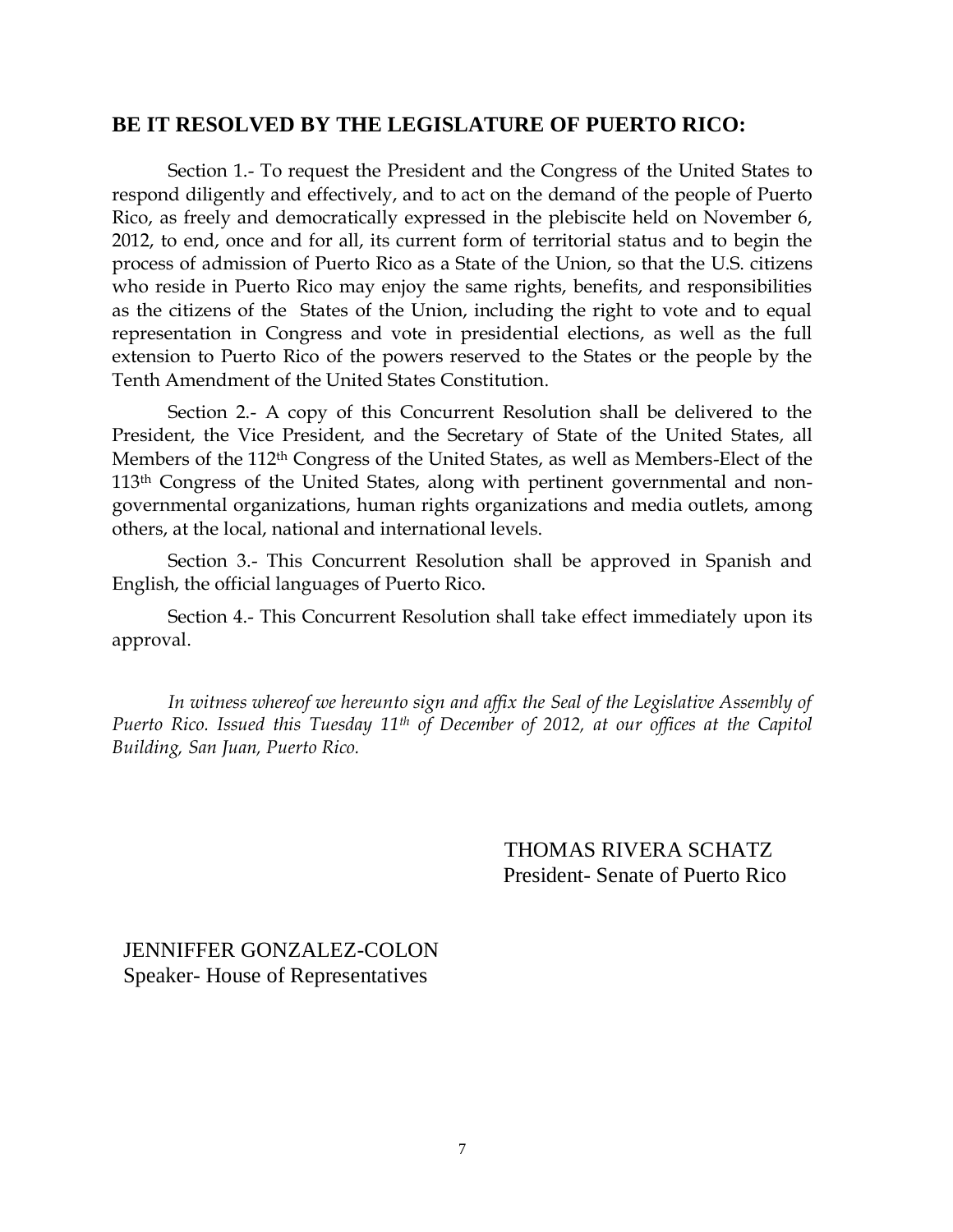**BE IT RESOLVED BY THE LEGISLATURE OF PUERTO RICO:**

Section 1.- To request the President and the Congress of the United States to respond diligently and effectively, and to act on the demand of the people of Puerto Rico, as freely and democratically expressed in the plebiscite held on November 6, 2012, to end, once and for all, its current form of territorial status and to begin the process of admission of Puerto Rico as a State of the Union, so that the U.S. citizens who reside in Puerto Rico may enjoy the same rights, benefits, and responsibilities as the citizens of the States of the Union, including the right to vote and to equal representation in Congress and vote in presidential elections, as well as the full extension to Puerto Rico of the powers reserved to the States or the people by the Tenth Amendment of the United States Constitution.

Section 2.- A copy of this Concurrent Resolution shall be delivered to the President, the Vice President, and the Secretary of State of the United States, all Members of the 112th Congress of the United States, as well as Members-Elect of the 113th Congress of the United States, along with pertinent governmental and non-governmental organizations, human rights organizations and media outlets, among others, at the local, national and international levels.

Section 3.- This Concurrent Resolution shall be approved in Spanish and English, the official languages of Puerto Rico.

Section 4.- This Concurrent Resolution shall take effect immediately upon its approval.

*In witness whereof we hereunto sign and affix the Seal of the Legislative Assembly of Puerto Rico. Issued this Tuesday 11th of December of 2012, at our offices at the Capitol Building, San Juan, Puerto Rico.*

THOMAS RIVERA SCHATZ
President- Senate of Puerto Rico

JENNIFFER GONZALEZ-COLON
Speaker- House of Representatives